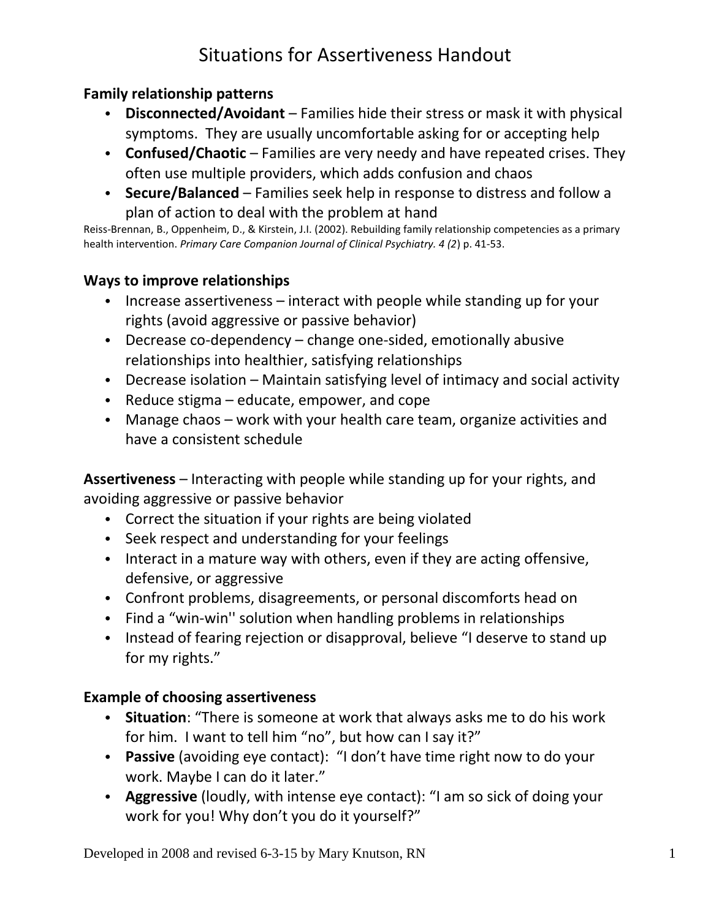# Situations for Assertiveness Handout

## Family relationship patterns

- **Disconnected/Avoidant** – Families hide their stress or mask it with physical symptoms. They are usually uncomfortable asking for or accepting help
- **Confused/Chaotic** – Families are very needy and have repeated crises. They often use multiple providers, which adds confusion and chaos
- **Secure/Balanced** – Families seek help in response to distress and follow a plan of action to deal with the problem at hand

Reiss-Brennan, B., Oppenheim, D., & Kirstein, J.I. (2002). Rebuilding family relationship competencies as a primary health intervention. *Primary Care Companion Journal of Clinical Psychiatry. 4 (2*) p. 41-53.

## Ways to improve relationships

- Increase assertiveness – interact with people while standing up for your rights (avoid aggressive or passive behavior)
- Decrease co-dependency – change one-sided, emotionally abusive relationships into healthier, satisfying relationships
- Decrease isolation – Maintain satisfying level of intimacy and social activity
- Reduce stigma – educate, empower, and cope
- Manage chaos – work with your health care team, organize activities and have a consistent schedule

**Assertiveness** – Interacting with people while standing up for your rights, and avoiding aggressive or passive behavior

- Correct the situation if your rights are being violated
- Seek respect and understanding for your feelings
- Interact in a mature way with others, even if they are acting offensive, defensive, or aggressive
- Confront problems, disagreements, or personal discomforts head on
- Find a "win-win'' solution when handling problems in relationships
- Instead of fearing rejection or disapproval, believe "I deserve to stand up for my rights."

## Example of choosing assertiveness

- **Situation**: "There is someone at work that always asks me to do his work for him. I want to tell him "no", but how can I say it?"
- **Passive** (avoiding eye contact): "I don't have time right now to do your work. Maybe I can do it later."
- **Aggressive** (loudly, with intense eye contact): "I am so sick of doing your work for you! Why don't you do it yourself?"

Developed in 2008 and revised 6-3-15 by Mary Knutson, RN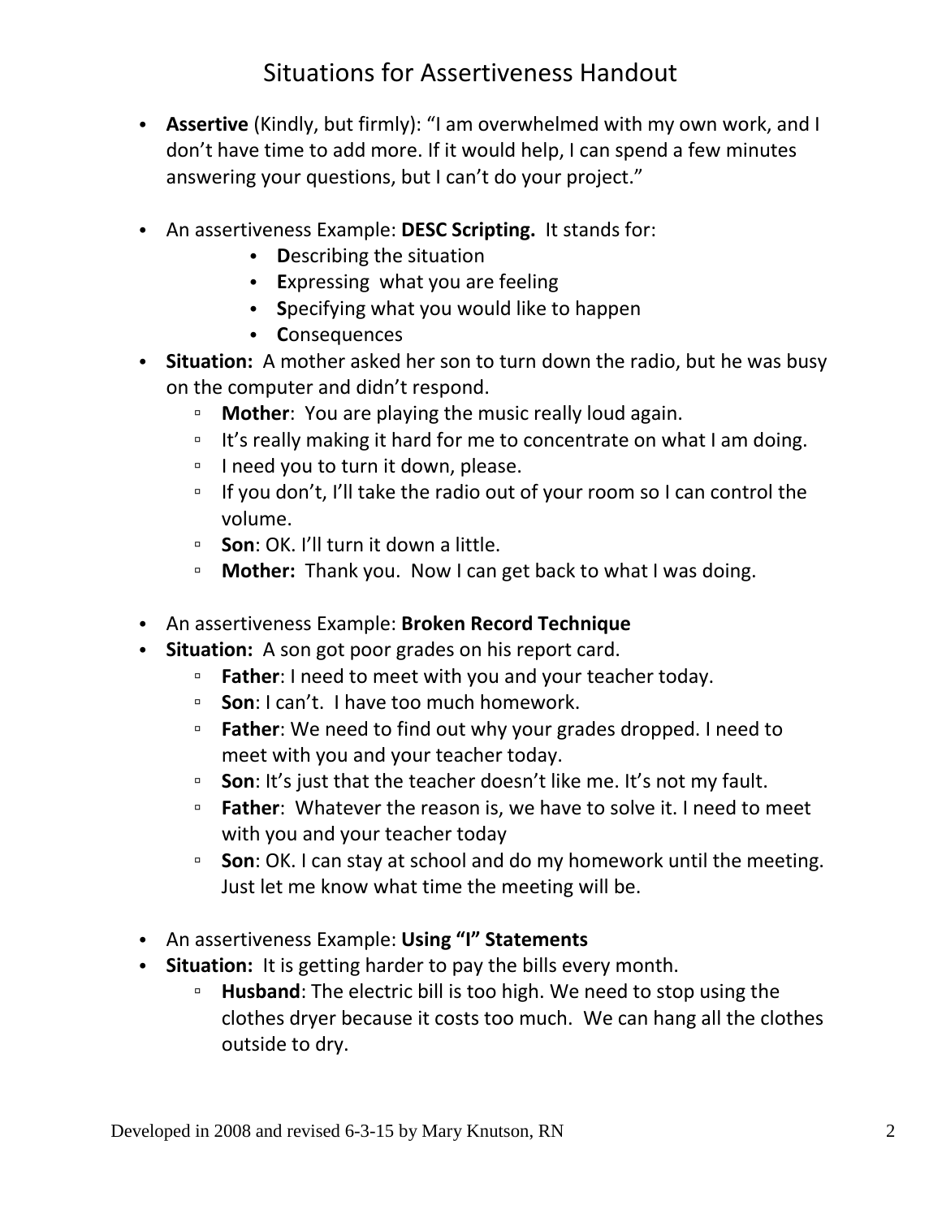# Situations for Assertiveness Handout

- **Assertive** (Kindly, but firmly): "I am overwhelmed with my own work, and I don't have time to add more. If it would help, I can spend a few minutes answering your questions, but I can't do your project."

- An assertiveness Example: **DESC Scripting.** It stands for:
  - **D**escribing the situation
  - **E**xpressing what you are feeling
  - **S**pecifying what you would like to happen
  - **C**onsequences
- **Situation:** A mother asked her son to turn down the radio, but he was busy on the computer and didn't respond.
  - **Mother**: You are playing the music really loud again.
  - It's really making it hard for me to concentrate on what I am doing.
  - I need you to turn it down, please.
  - If you don't, I'll take the radio out of your room so I can control the volume.
  - **Son**: OK. I'll turn it down a little.
  - **Mother:** Thank you. Now I can get back to what I was doing.

- An assertiveness Example: **Broken Record Technique**
- **Situation:** A son got poor grades on his report card.
  - **Father**: I need to meet with you and your teacher today.
  - **Son**: I can't. I have too much homework.
  - **Father**: We need to find out why your grades dropped. I need to meet with you and your teacher today.
  - **Son**: It's just that the teacher doesn't like me. It's not my fault.
  - **Father**: Whatever the reason is, we have to solve it. I need to meet with you and your teacher today
  - **Son**: OK. I can stay at school and do my homework until the meeting. Just let me know what time the meeting will be.

- An assertiveness Example: **Using "I" Statements**
- **Situation:** It is getting harder to pay the bills every month.
  - **Husband**: The electric bill is too high. We need to stop using the clothes dryer because it costs too much. We can hang all the clothes outside to dry.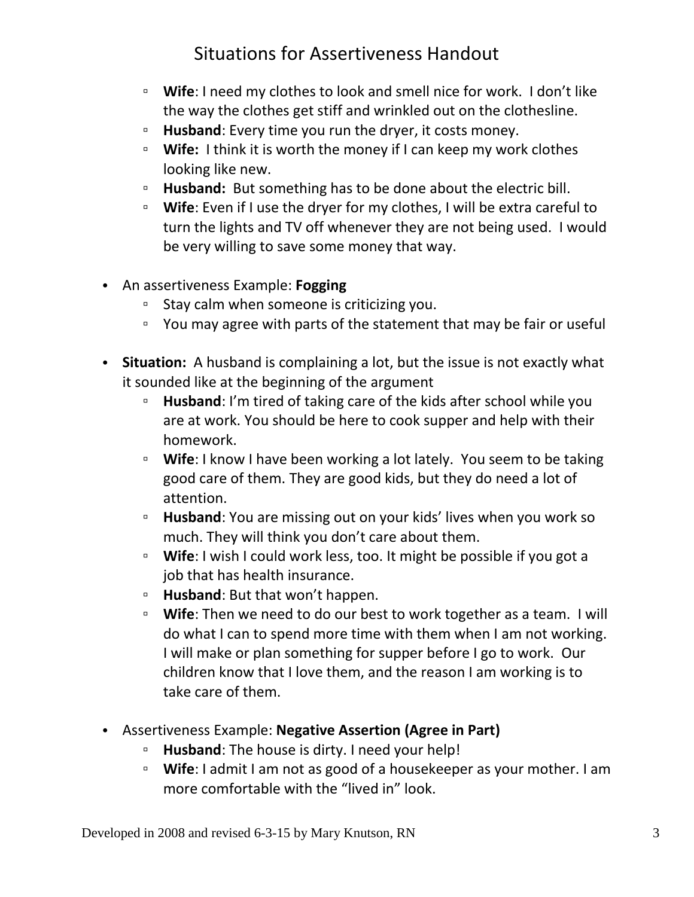# Situations for Assertiveness Handout

- **Wife**: I need my clothes to look and smell nice for work. I don't like the way the clothes get stiff and wrinkled out on the clothesline.
- **Husband**: Every time you run the dryer, it costs money.
- **Wife:** I think it is worth the money if I can keep my work clothes looking like new.
- **Husband:** But something has to be done about the electric bill.
- **Wife**: Even if I use the dryer for my clothes, I will be extra careful to turn the lights and TV off whenever they are not being used. I would be very willing to save some money that way.

- An assertiveness Example: **Fogging**
  - Stay calm when someone is criticizing you.
  - You may agree with parts of the statement that may be fair or useful

- **Situation:** A husband is complaining a lot, but the issue is not exactly what it sounded like at the beginning of the argument
  - **Husband**: I'm tired of taking care of the kids after school while you are at work. You should be here to cook supper and help with their homework.
  - **Wife**: I know I have been working a lot lately. You seem to be taking good care of them. They are good kids, but they do need a lot of attention.
  - **Husband**: You are missing out on your kids' lives when you work so much. They will think you don't care about them.
  - **Wife**: I wish I could work less, too. It might be possible if you got a job that has health insurance.
  - **Husband**: But that won't happen.
  - **Wife**: Then we need to do our best to work together as a team. I will do what I can to spend more time with them when I am not working. I will make or plan something for supper before I go to work. Our children know that I love them, and the reason I am working is to take care of them.

- Assertiveness Example: **Negative Assertion (Agree in Part)**
  - **Husband**: The house is dirty. I need your help!
  - **Wife**: I admit I am not as good of a housekeeper as your mother. I am more comfortable with the "lived in" look.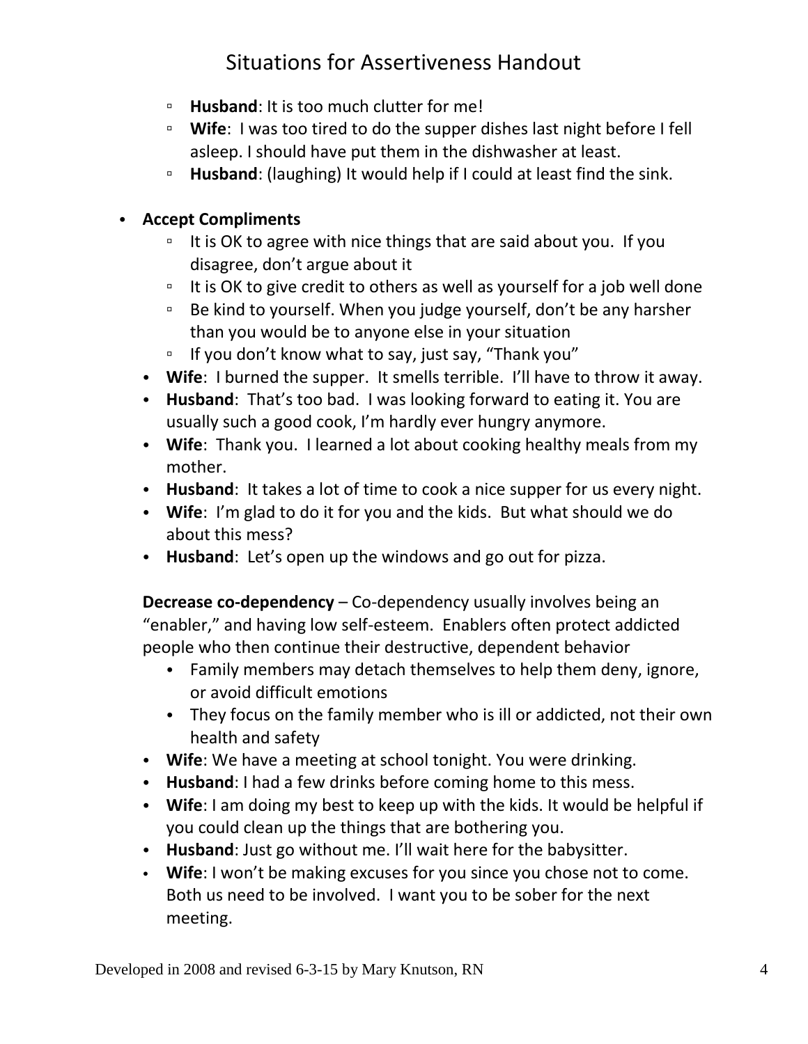- **Husband**: It is too much clutter for me!
- **Wife**: I was too tired to do the supper dishes last night before I fell asleep. I should have put them in the dishwasher at least.
- **Husband**: (laughing) It would help if I could at least find the sink.

- **Accept Compliments**
  - It is OK to agree with nice things that are said about you. If you disagree, don't argue about it
  - It is OK to give credit to others as well as yourself for a job well done
  - Be kind to yourself. When you judge yourself, don't be any harsher than you would be to anyone else in your situation
  - If you don't know what to say, just say, "Thank you"
  - **Wife**: I burned the supper. It smells terrible. I'll have to throw it away.
  - **Husband**: That's too bad. I was looking forward to eating it. You are usually such a good cook, I'm hardly ever hungry anymore.
  - **Wife**: Thank you. I learned a lot about cooking healthy meals from my mother.
  - **Husband**: It takes a lot of time to cook a nice supper for us every night.
  - **Wife**: I'm glad to do it for you and the kids. But what should we do about this mess?
  - **Husband**: Let's open up the windows and go out for pizza.

**Decrease co-dependency** – Co-dependency usually involves being an "enabler," and having low self-esteem. Enablers often protect addicted people who then continue their destructive, dependent behavior

- Family members may detach themselves to help them deny, ignore, or avoid difficult emotions
- They focus on the family member who is ill or addicted, not their own health and safety

- **Wife**: We have a meeting at school tonight. You were drinking.
- **Husband**: I had a few drinks before coming home to this mess.
- **Wife**: I am doing my best to keep up with the kids. It would be helpful if you could clean up the things that are bothering you.
- **Husband**: Just go without me. I'll wait here for the babysitter.
- **Wife**: I won't be making excuses for you since you chose not to come. Both us need to be involved. I want you to be sober for the next meeting.

Developed in 2008 and revised 6-3-15 by Mary Knutson, RN